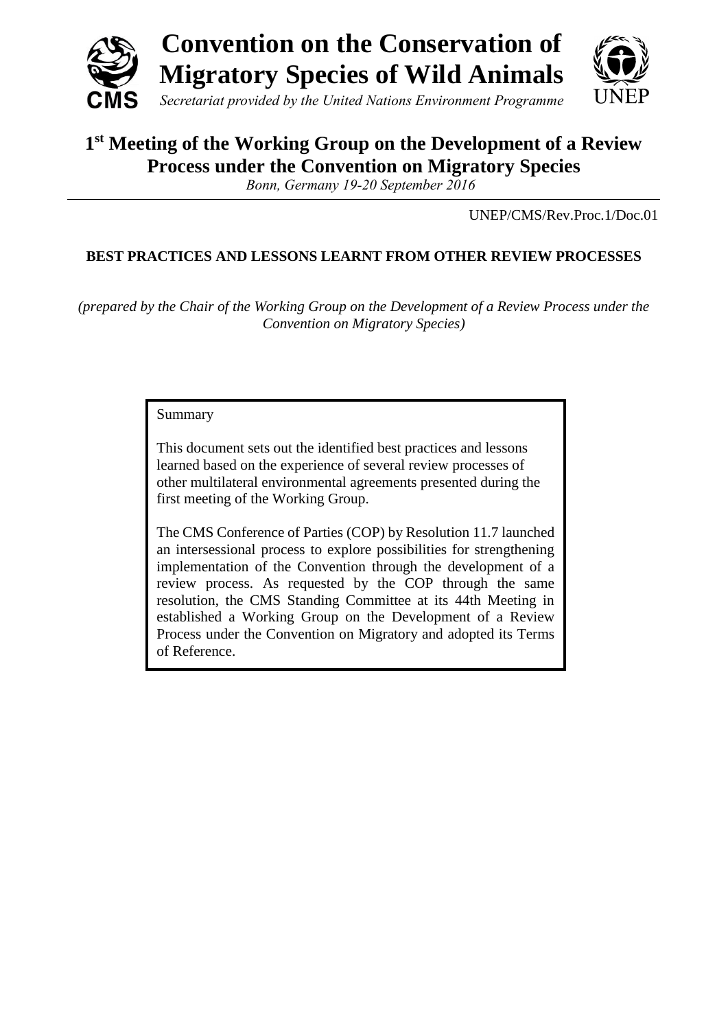# Convention on the Conservation of Migratory Species of Wild Animals

*Secretariat provided by the United Nations Environment Programme*

## 1st Meeting of the Working Group on the Development of a Review Process under the Convention on Migratory Species

*Bonn, Germany 19-20 September 2016*

UNEP/CMS/Rev.Proc.1/Doc.01

**BEST PRACTICES AND LESSONS LEARNT FROM OTHER REVIEW PROCESSES**

*(prepared by the Chair of the Working Group on the Development of a Review Process under the Convention on Migratory Species)*

Summary

This document sets out the identified best practices and lessons learned based on the experience of several review processes of other multilateral environmental agreements presented during the first meeting of the Working Group.

The CMS Conference of Parties (COP) by Resolution 11.7 launched an intersessional process to explore possibilities for strengthening implementation of the Convention through the development of a review process. As requested by the COP through the same resolution, the CMS Standing Committee at its 44th Meeting in established a Working Group on the Development of a Review Process under the Convention on Migratory and adopted its Terms of Reference.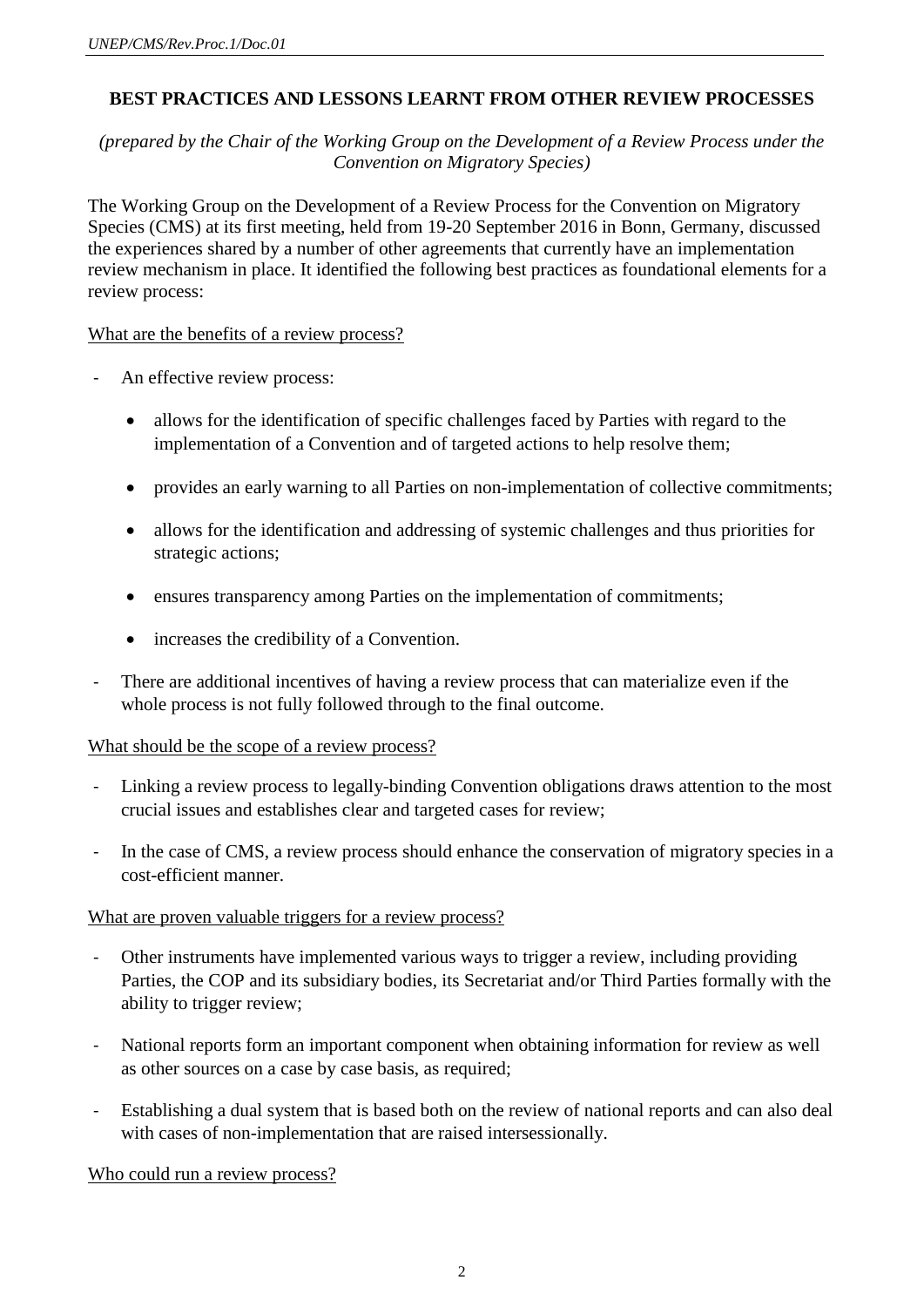## BEST PRACTICES AND LESSONS LEARNT FROM OTHER REVIEW PROCESSES

*(prepared by the Chair of the Working Group on the Development of a Review Process under the Convention on Migratory Species)*

The Working Group on the Development of a Review Process for the Convention on Migratory Species (CMS) at its first meeting, held from 19-20 September 2016 in Bonn, Germany, discussed the experiences shared by a number of other agreements that currently have an implementation review mechanism in place. It identified the following best practices as foundational elements for a review process:

<u>What are the benefits of a review process?</u>

- An effective review process:
  - allows for the identification of specific challenges faced by Parties with regard to the implementation of a Convention and of targeted actions to help resolve them;
  - provides an early warning to all Parties on non-implementation of collective commitments;
  - allows for the identification and addressing of systemic challenges and thus priorities for strategic actions;
  - ensures transparency among Parties on the implementation of commitments;
  - increases the credibility of a Convention.
- There are additional incentives of having a review process that can materialize even if the whole process is not fully followed through to the final outcome.

<u>What should be the scope of a review process?</u>

- Linking a review process to legally-binding Convention obligations draws attention to the most crucial issues and establishes clear and targeted cases for review;
- In the case of CMS, a review process should enhance the conservation of migratory species in a cost-efficient manner.

<u>What are proven valuable triggers for a review process?</u>

- Other instruments have implemented various ways to trigger a review, including providing Parties, the COP and its subsidiary bodies, its Secretariat and/or Third Parties formally with the ability to trigger review;
- National reports form an important component when obtaining information for review as well as other sources on a case by case basis, as required;
- Establishing a dual system that is based both on the review of national reports and can also deal with cases of non-implementation that are raised intersessionally.

<u>Who could run a review process?</u>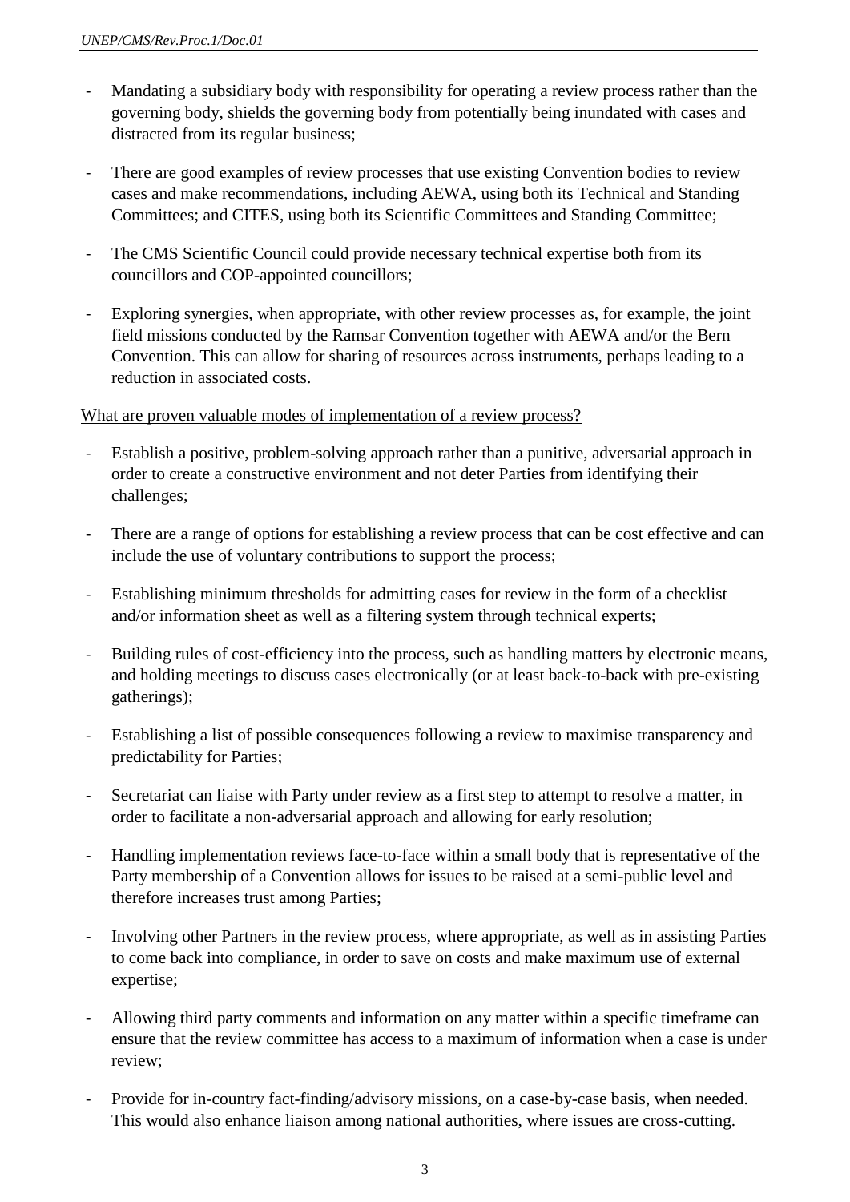- Mandating a subsidiary body with responsibility for operating a review process rather than the governing body, shields the governing body from potentially being inundated with cases and distracted from its regular business;

- There are good examples of review processes that use existing Convention bodies to review cases and make recommendations, including AEWA, using both its Technical and Standing Committees; and CITES, using both its Scientific Committees and Standing Committee;

- The CMS Scientific Council could provide necessary technical expertise both from its councillors and COP-appointed councillors;

- Exploring synergies, when appropriate, with other review processes as, for example, the joint field missions conducted by the Ramsar Convention together with AEWA and/or the Bern Convention. This can allow for sharing of resources across instruments, perhaps leading to a reduction in associated costs.

<u>What are proven valuable modes of implementation of a review process?</u>

- Establish a positive, problem-solving approach rather than a punitive, adversarial approach in order to create a constructive environment and not deter Parties from identifying their challenges;

- There are a range of options for establishing a review process that can be cost effective and can include the use of voluntary contributions to support the process;

- Establishing minimum thresholds for admitting cases for review in the form of a checklist and/or information sheet as well as a filtering system through technical experts;

- Building rules of cost-efficiency into the process, such as handling matters by electronic means, and holding meetings to discuss cases electronically (or at least back-to-back with pre-existing gatherings);

- Establishing a list of possible consequences following a review to maximise transparency and predictability for Parties;

- Secretariat can liaise with Party under review as a first step to attempt to resolve a matter, in order to facilitate a non-adversarial approach and allowing for early resolution;

- Handling implementation reviews face-to-face within a small body that is representative of the Party membership of a Convention allows for issues to be raised at a semi-public level and therefore increases trust among Parties;

- Involving other Partners in the review process, where appropriate, as well as in assisting Parties to come back into compliance, in order to save on costs and make maximum use of external expertise;

- Allowing third party comments and information on any matter within a specific timeframe can ensure that the review committee has access to a maximum of information when a case is under review;

- Provide for in-country fact-finding/advisory missions, on a case-by-case basis, when needed. This would also enhance liaison among national authorities, where issues are cross-cutting.